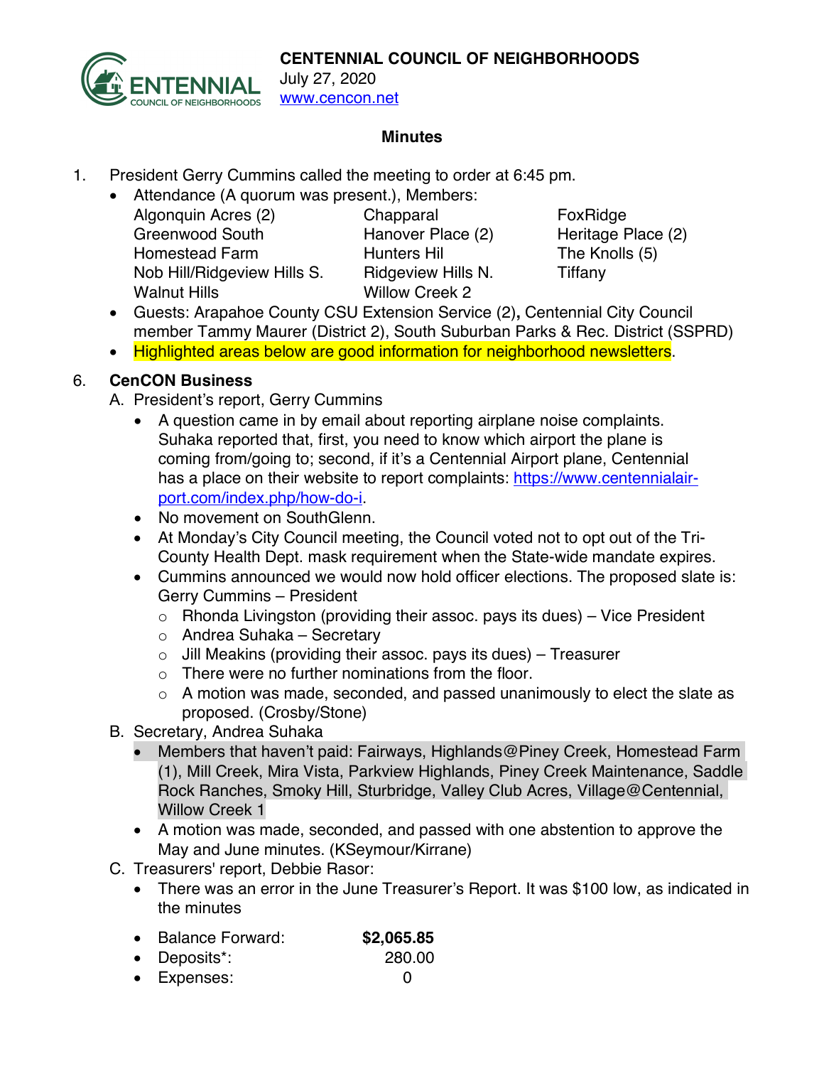**CENTENNIAL COUNCIL OF NEIGHBORHOODS**
July 27, 2020
www.cencon.net

## Minutes

1. President Gerry Cummins called the meeting to order at 6:45 pm.
   - Attendance (A quorum was present.), Members:

| | | |
|---|---|---|
| Algonquin Acres (2) | Chapparal | FoxRidge |
| Greenwood South | Hanover Place (2) | Heritage Place (2) |
| Homestead Farm | Hunters Hil | The Knolls (5) |
| Nob Hill/Ridgeview Hills S. | Ridgeview Hills N. | Tiffany |
| Walnut Hills | Willow Creek 2 | |

   - Guests: Arapahoe County CSU Extension Service (2)**,** Centennial City Council member Tammy Maurer (District 2), South Suburban Parks & Rec. District (SSPRD)
   - Highlighted areas below are good information for neighborhood newsletters.

6. **CenCON Business**
   A. President's report, Gerry Cummins
   - A question came in by email about reporting airplane noise complaints. Suhaka reported that, first, you need to know which airport the plane is coming from/going to; second, if it's a Centennial Airport plane, Centennial has a place on their website to report complaints: https://www.centennialairport.com/index.php/how-do-i.
   - No movement on SouthGlenn.
   - At Monday's City Council meeting, the Council voted not to opt out of the Tri-County Health Dept. mask requirement when the State-wide mandate expires.
   - Cummins announced we would now hold officer elections. The proposed slate is: Gerry Cummins – President
     - Rhonda Livingston (providing their assoc. pays its dues) – Vice President
     - Andrea Suhaka – Secretary
     - Jill Meakins (providing their assoc. pays its dues) – Treasurer
     - There were no further nominations from the floor.
     - A motion was made, seconded, and passed unanimously to elect the slate as proposed. (Crosby/Stone)

   B. Secretary, Andrea Suhaka
   - Members that haven't paid: Fairways, Highlands@Piney Creek, Homestead Farm (1), Mill Creek, Mira Vista, Parkview Highlands, Piney Creek Maintenance, Saddle Rock Ranches, Smoky Hill, Sturbridge, Valley Club Acres, Village@Centennial, Willow Creek 1
   - A motion was made, seconded, and passed with one abstention to approve the May and June minutes. (KSeymour/Kirrane)

   C. Treasurers' report, Debbie Rasor:
   - There was an error in the June Treasurer's Report. It was $100 low, as indicated in the minutes
   - Balance Forward: **$2,065.85**
   - Deposits*: 280.00
   - Expenses: 0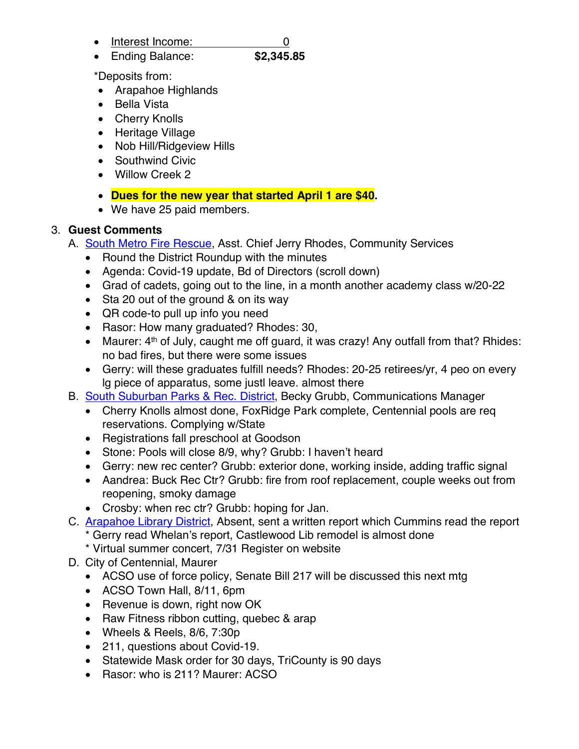- Interest Income: 0
- Ending Balance: **$2,345.85**

*Deposits from:

- Arapahoe Highlands
- Bella Vista
- Cherry Knolls
- Heritage Village
- Nob Hill/Ridgeview Hills
- Southwind Civic
- Willow Creek 2

- **Dues for the new year that started April 1 are $40.**
- We have 25 paid members.

3. **Guest Comments**

A. South Metro Fire Rescue, Asst. Chief Jerry Rhodes, Community Services
   - Round the District Roundup with the minutes
   - Agenda: Covid-19 update, Bd of Directors (scroll down)
   - Grad of cadets, going out to the line, in a month another academy class w/20-22
   - Sta 20 out of the ground & on its way
   - QR code-to pull up info you need
   - Rasor: How many graduated? Rhodes: 30,
   - Maurer: 4th of July, caught me off guard, it was crazy! Any outfall from that? Rhides: no bad fires, but there were some issues
   - Gerry: will these graduates fulfill needs? Rhodes: 20-25 retirees/yr, 4 peo on every lg piece of apparatus, some justl leave. almost there

B. South Suburban Parks & Rec. District, Becky Grubb, Communications Manager
   - Cherry Knolls almost done, FoxRidge Park complete, Centennial pools are req reservations. Complying w/State
   - Registrations fall preschool at Goodson
   - Stone: Pools will close 8/9, why? Grubb: I haven't heard
   - Gerry: new rec center? Grubb: exterior done, working inside, adding traffic signal
   - Aandrea: Buck Rec Ctr? Grubb: fire from roof replacement, couple weeks out from reopening, smoky damage
   - Crosby: when rec ctr? Grubb: hoping for Jan.

C. Arapahoe Library District, Absent, sent a written report which Cummins read the report
   * Gerry read Whelan's report, Castlewood Lib remodel is almost done
   * Virtual summer concert, 7/31 Register on website

D. City of Centennial, Maurer
   - ACSO use of force policy, Senate Bill 217 will be discussed this next mtg
   - ACSO Town Hall, 8/11, 6pm
   - Revenue is down, right now OK
   - Raw Fitness ribbon cutting, quebec & arap
   - Wheels & Reels, 8/6, 7:30p
   - 211, questions about Covid-19.
   - Statewide Mask order for 30 days, TriCounty is 90 days
   - Rasor: who is 211? Maurer: ACSO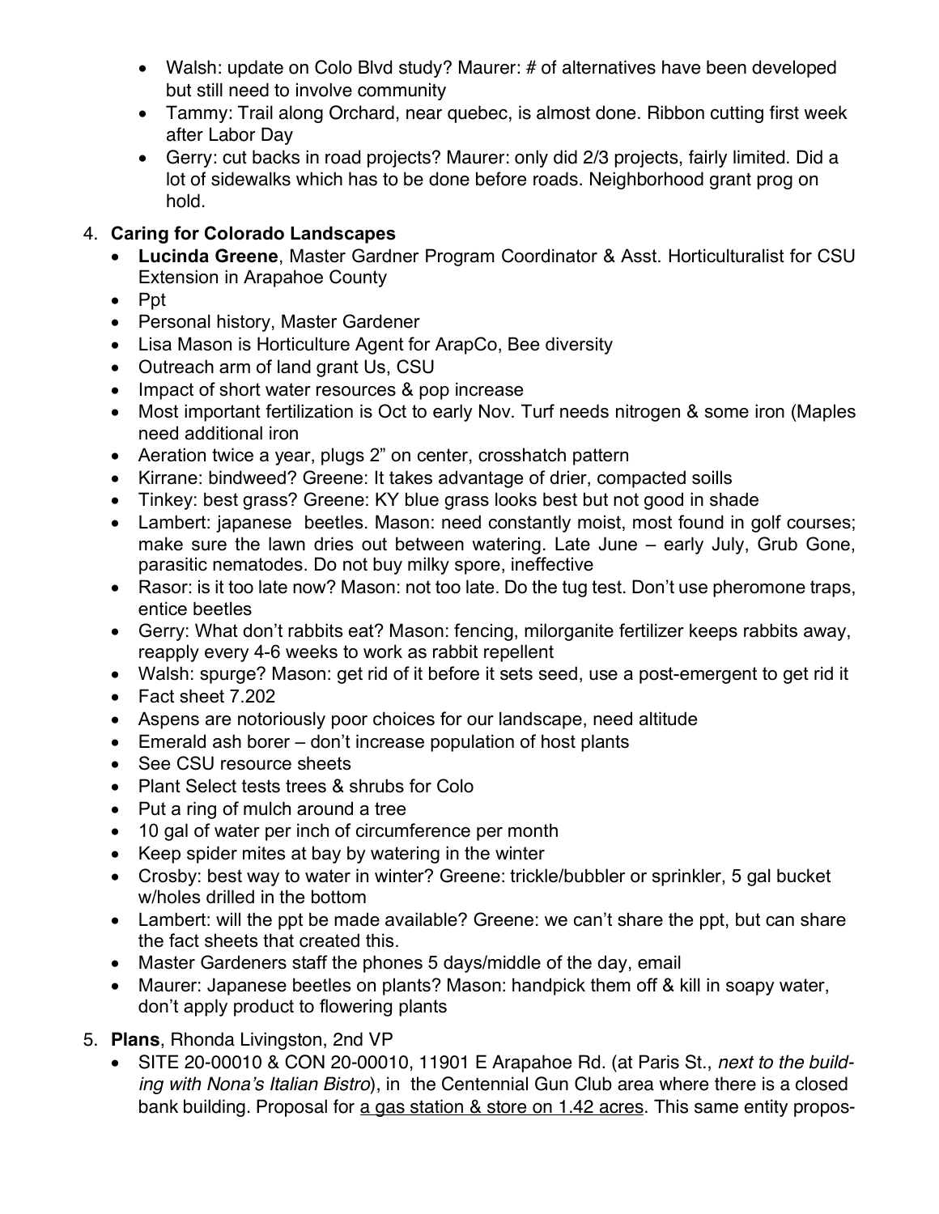- Walsh: update on Colo Blvd study? Maurer: # of alternatives have been developed but still need to involve community
- Tammy: Trail along Orchard, near quebec, is almost done. Ribbon cutting first week after Labor Day
- Gerry: cut backs in road projects? Maurer: only did 2/3 projects, fairly limited. Did a lot of sidewalks which has to be done before roads. Neighborhood grant prog on hold.

4. **Caring for Colorado Landscapes**
   - **Lucinda Greene**, Master Gardner Program Coordinator & Asst. Horticulturalist for CSU Extension in Arapahoe County
   - Ppt
   - Personal history, Master Gardener
   - Lisa Mason is Horticulture Agent for ArapCo, Bee diversity
   - Outreach arm of land grant Us, CSU
   - Impact of short water resources & pop increase
   - Most important fertilization is Oct to early Nov. Turf needs nitrogen & some iron (Maples need additional iron
   - Aeration twice a year, plugs 2" on center, crosshatch pattern
   - Kirrane: bindweed? Greene: It takes advantage of drier, compacted soills
   - Tinkey: best grass? Greene: KY blue grass looks best but not good in shade
   - Lambert: japanese beetles. Mason: need constantly moist, most found in golf courses; make sure the lawn dries out between watering. Late June – early July, Grub Gone, parasitic nematodes. Do not buy milky spore, ineffective
   - Rasor: is it too late now? Mason: not too late. Do the tug test. Don't use pheromone traps, entice beetles
   - Gerry: What don't rabbits eat? Mason: fencing, milorganite fertilizer keeps rabbits away, reapply every 4-6 weeks to work as rabbit repellent
   - Walsh: spurge? Mason: get rid of it before it sets seed, use a post-emergent to get rid it
   - Fact sheet 7.202
   - Aspens are notoriously poor choices for our landscape, need altitude
   - Emerald ash borer – don't increase population of host plants
   - See CSU resource sheets
   - Plant Select tests trees & shrubs for Colo
   - Put a ring of mulch around a tree
   - 10 gal of water per inch of circumference per month
   - Keep spider mites at bay by watering in the winter
   - Crosby: best way to water in winter? Greene: trickle/bubbler or sprinkler, 5 gal bucket w/holes drilled in the bottom
   - Lambert: will the ppt be made available? Greene: we can't share the ppt, but can share the fact sheets that created this.
   - Master Gardeners staff the phones 5 days/middle of the day, email
   - Maurer: Japanese beetles on plants? Mason: handpick them off & kill in soapy water, don't apply product to flowering plants

5. **Plans**, Rhonda Livingston, 2nd VP
   - SITE 20-00010 & CON 20-00010, 11901 E Arapahoe Rd. (at Paris St., *next to the building with Nona's Italian Bistro*), in the Centennial Gun Club area where there is a closed bank building. Proposal for <u>a gas station & store on 1.42 acres</u>. This same entity propos-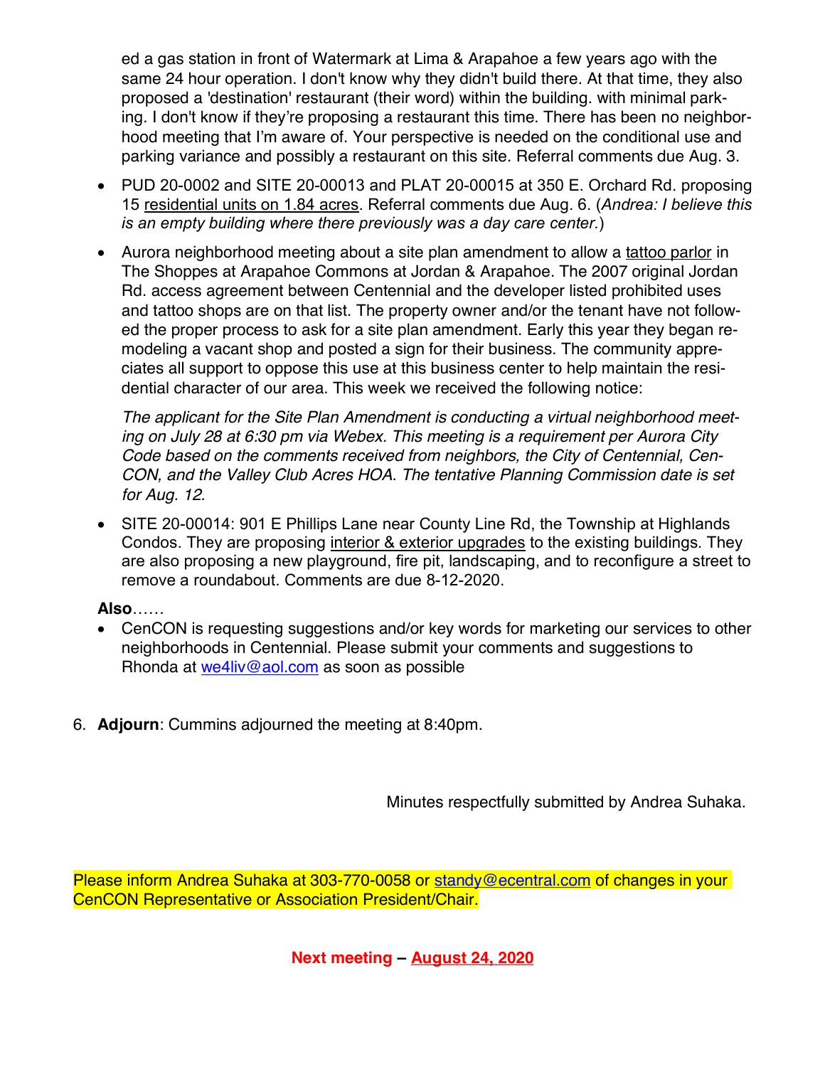ed a gas station in front of Watermark at Lima & Arapahoe a few years ago with the same 24 hour operation. I don't know why they didn't build there. At that time, they also proposed a 'destination' restaurant (their word) within the building. with minimal parking. I don't know if they're proposing a restaurant this time. There has been no neighborhood meeting that I'm aware of. Your perspective is needed on the conditional use and parking variance and possibly a restaurant on this site. Referral comments due Aug. 3.

- PUD 20-0002 and SITE 20-00013 and PLAT 20-00015 at 350 E. Orchard Rd. proposing 15 <u>residential units on 1.84 acres</u>. Referral comments due Aug. 6. (*Andrea: I believe this is an empty building where there previously was a day care center.*)

- Aurora neighborhood meeting about a site plan amendment to allow a <u>tattoo parlor</u> in The Shoppes at Arapahoe Commons at Jordan & Arapahoe. The 2007 original Jordan Rd. access agreement between Centennial and the developer listed prohibited uses and tattoo shops are on that list. The property owner and/or the tenant have not followed the proper process to ask for a site plan amendment. Early this year they began remodeling a vacant shop and posted a sign for their business. The community appreciates all support to oppose this use at this business center to help maintain the residential character of our area. This week we received the following notice:

  *The applicant for the Site Plan Amendment is conducting a virtual neighborhood meeting on July 28 at 6:30 pm via Webex. This meeting is a requirement per Aurora City Code based on the comments received from neighbors, the City of Centennial, CenCON, and the Valley Club Acres HOA. The tentative Planning Commission date is set for Aug. 12.*

- SITE 20-00014: 901 E Phillips Lane near County Line Rd, the Township at Highlands Condos. They are proposing <u>interior & exterior upgrades</u> to the existing buildings. They are also proposing a new playground, fire pit, landscaping, and to reconfigure a street to remove a roundabout. Comments are due 8-12-2020.

**Also**……

- CenCON is requesting suggestions and/or key words for marketing our services to other neighborhoods in Centennial. Please submit your comments and suggestions to Rhonda at we4liv@aol.com as soon as possible

6. **Adjourn**: Cummins adjourned the meeting at 8:40pm.

Minutes respectfully submitted by Andrea Suhaka.

Please inform Andrea Suhaka at 303-770-0058 or standy@ecentral.com of changes in your CenCON Representative or Association President/Chair.

**Next meeting – <u>August 24, 2020</u>**